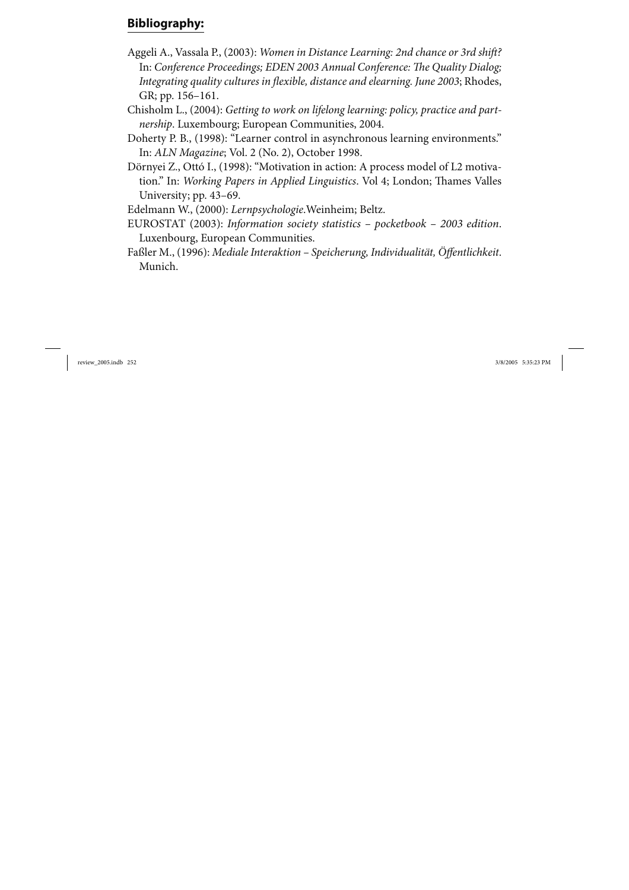## **Bibliography:**

Aggeli A., Vassala P., (2003): *Women in Distance Learning: 2nd chance or 3rd shift?* In: *Conference Proceedings; EDEN 2003 Annual Conference: The Quality Dialog; Integrating quality cultures in flexible, distance and elearning. June 2003*; Rhodes, GR; pp. 156–161.

Chisholm L., (2004): *Getting to work on lifelong learning: policy, practice and partnership*. Luxembourg; European Communities, 2004.

Doherty P. B., (1998): "Learner control in asynchronous learning environments." In: *ALN Magazine*; Vol. 2 (No. 2), October 1998.

Dörnyei Z., Ottó I., (1998): "Motivation in action: A process model of L2 motivation." In: *Working Papers in Applied Linguistics*. Vol 4; London; Thames Valles University; pp. 43–69.

Edelmann W., (2000): *Lernpsychologie*.Weinheim; Beltz.

EUROSTAT (2003): *Information society statistics – pocketbook – 2003 edition*. Luxenbourg, European Communities.

Faßler M., (1996): *Mediale Interaktion – Speicherung, Individualität, Öffentlichkeit*. Munich.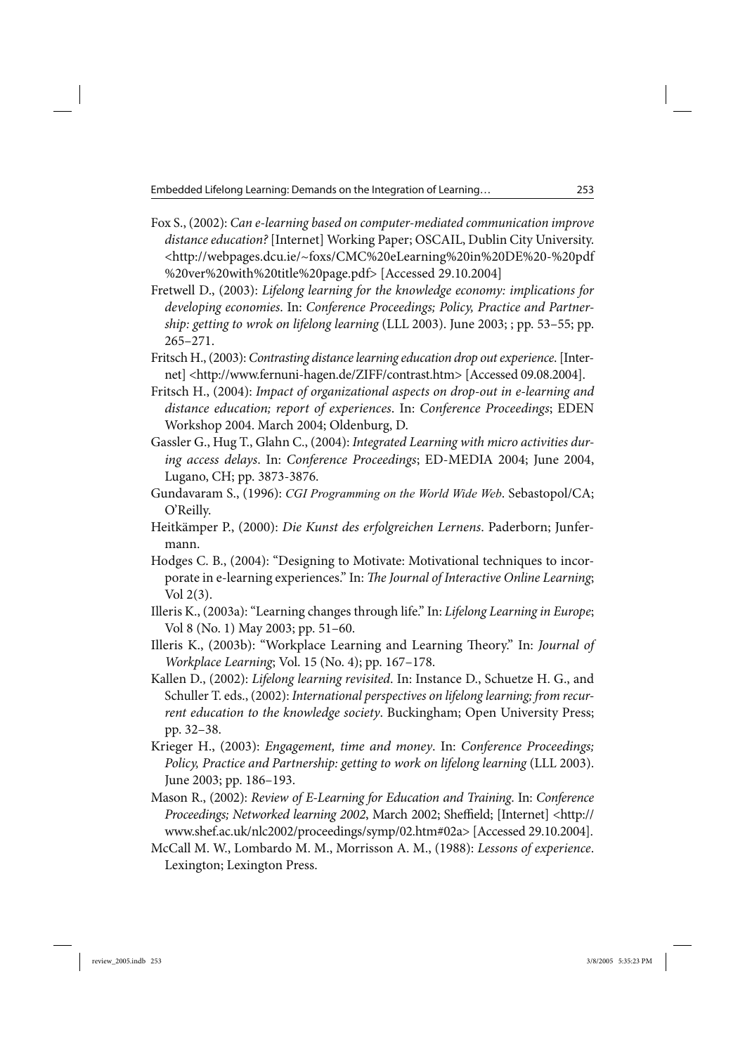Fox S., (2002): *Can e-learning based on computer-mediated communication improve distance education?* [Internet] Working Paper; OSCAIL, Dublin City University. <http://webpages.dcu.ie/~foxs/CMC%20eLearning%20in%20DE%20-%20pdf%20ver%20with%20title%20page.pdf> [Accessed 29.10.2004]

Fretwell D., (2003): *Lifelong learning for the knowledge economy: implications for developing economies*. In: *Conference Proceedings; Policy, Practice and Partnership: getting to wrok on lifelong learning* (LLL 2003). June 2003; ; pp. 53–55; pp. 265–271.

Fritsch H., (2003): *Contrasting distance learning education drop out experience*. [Internet] <http://www.fernuni-hagen.de/ZIFF/contrast.htm> [Accessed 09.08.2004].

Fritsch H., (2004): *Impact of organizational aspects on drop-out in e-learning and distance education; report of experiences*. In: *Conference Proceedings*; EDEN Workshop 2004. March 2004; Oldenburg, D.

Gassler G., Hug T., Glahn C., (2004): *Integrated Learning with micro activities during access delays*. In: *Conference Proceedings*; ED-MEDIA 2004; June 2004, Lugano, CH; pp. 3873-3876.

Gundavaram S., (1996): *CGI Programming on the World Wide Web*. Sebastopol/CA; O'Reilly.

Heitkämper P., (2000): *Die Kunst des erfolgreichen Lernens*. Paderborn; Junfermann.

Hodges C. B., (2004): "Designing to Motivate: Motivational techniques to incorporate in e-learning experiences." In: *The Journal of Interactive Online Learning*; Vol 2(3).

Illeris K., (2003a): "Learning changes through life." In: *Lifelong Learning in Europe*; Vol 8 (No. 1) May 2003; pp. 51–60.

Illeris K., (2003b): "Workplace Learning and Learning Theory." In: *Journal of Workplace Learning*; Vol. 15 (No. 4); pp. 167–178.

Kallen D., (2002): *Lifelong learning revisited*. In: Instance D., Schuetze H. G., and Schuller T. eds., (2002): *International perspectives on lifelong learning; from recurrent education to the knowledge society*. Buckingham; Open University Press; pp. 32–38.

Krieger H., (2003): *Engagement, time and money*. In: *Conference Proceedings; Policy, Practice and Partnership: getting to work on lifelong learning* (LLL 2003). June 2003; pp. 186–193.

Mason R., (2002): *Review of E-Learning for Education and Training*. In: *Conference Proceedings; Networked learning 2002*, March 2002; Sheffield; [Internet] <http://www.shef.ac.uk/nlc2002/proceedings/symp/02.htm#02a> [Accessed 29.10.2004].

McCall M. W., Lombardo M. M., Morrisson A. M., (1988): *Lessons of experience*. Lexington; Lexington Press.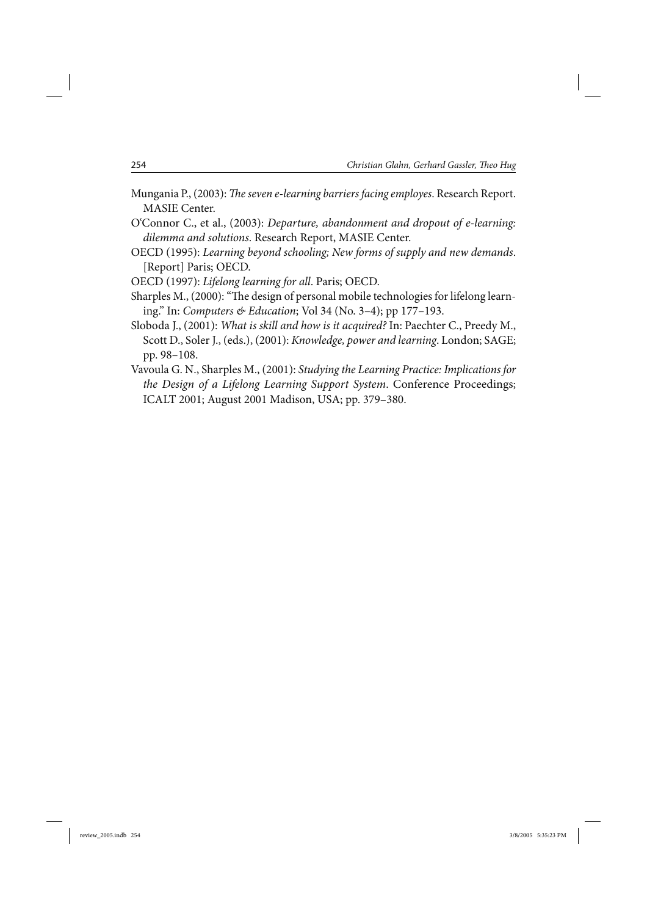Mungania P., (2003): *The seven e-learning barriers facing employes*. Research Report. MASIE Center.

O'Connor C., et al., (2003): *Departure, abandonment and dropout of e-learning: dilemma and solutions*. Research Report, MASIE Center.

OECD (1995): *Learning beyond schooling; New forms of supply and new demands*. [Report] Paris; OECD.

OECD (1997): *Lifelong learning for all*. Paris; OECD.

Sharples M., (2000): "The design of personal mobile technologies for lifelong learning." In: *Computers & Education*; Vol 34 (No. 3–4); pp 177–193.

Sloboda J., (2001): *What is skill and how is it acquired?* In: Paechter C., Preedy M., Scott D., Soler J., (eds.), (2001): *Knowledge, power and learning*. London; SAGE; pp. 98–108.

Vavoula G. N., Sharples M., (2001): *Studying the Learning Practice: Implications for the Design of a Lifelong Learning Support System*. Conference Proceedings; ICALT 2001; August 2001 Madison, USA; pp. 379–380.